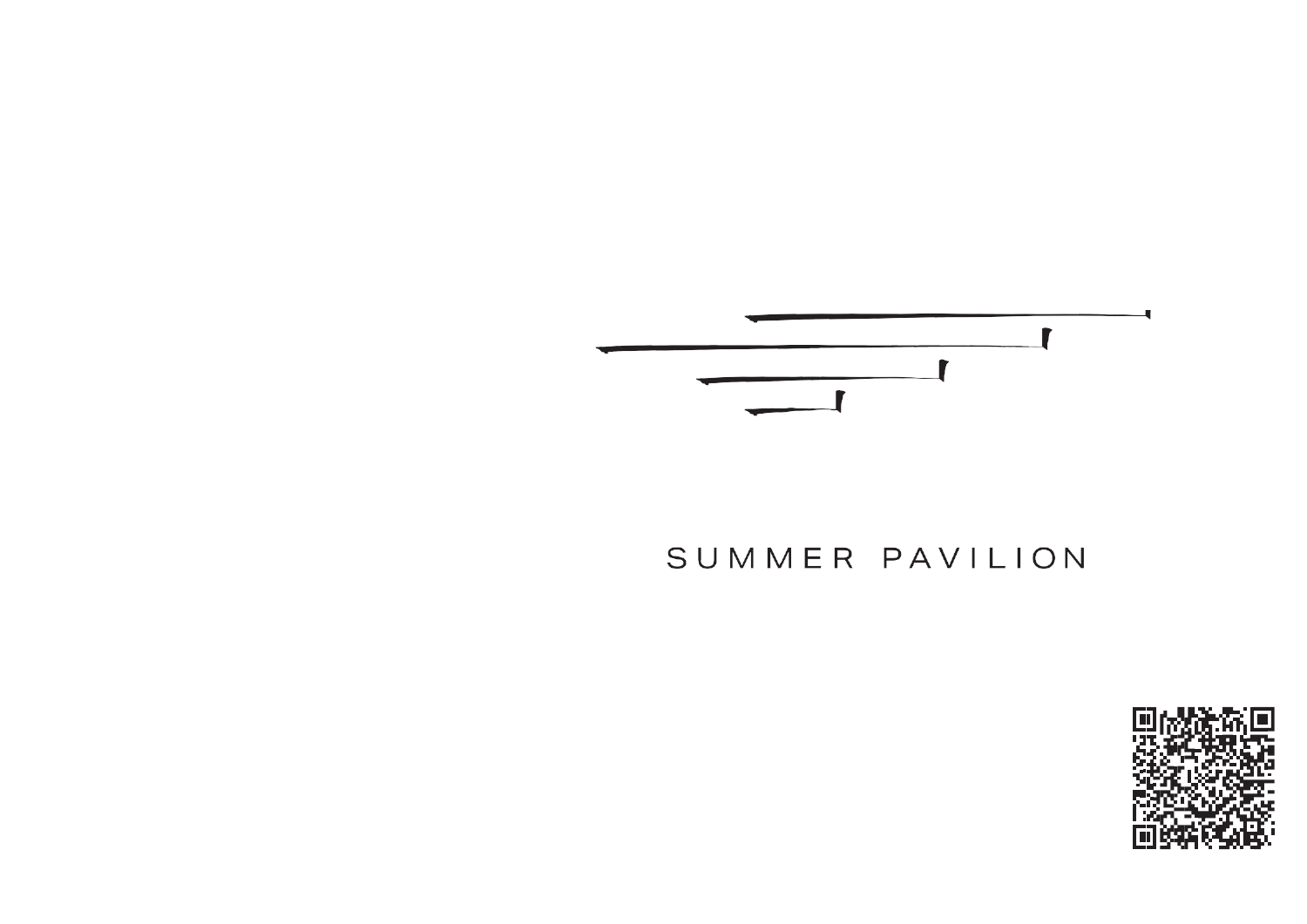# SUMMER PAVILION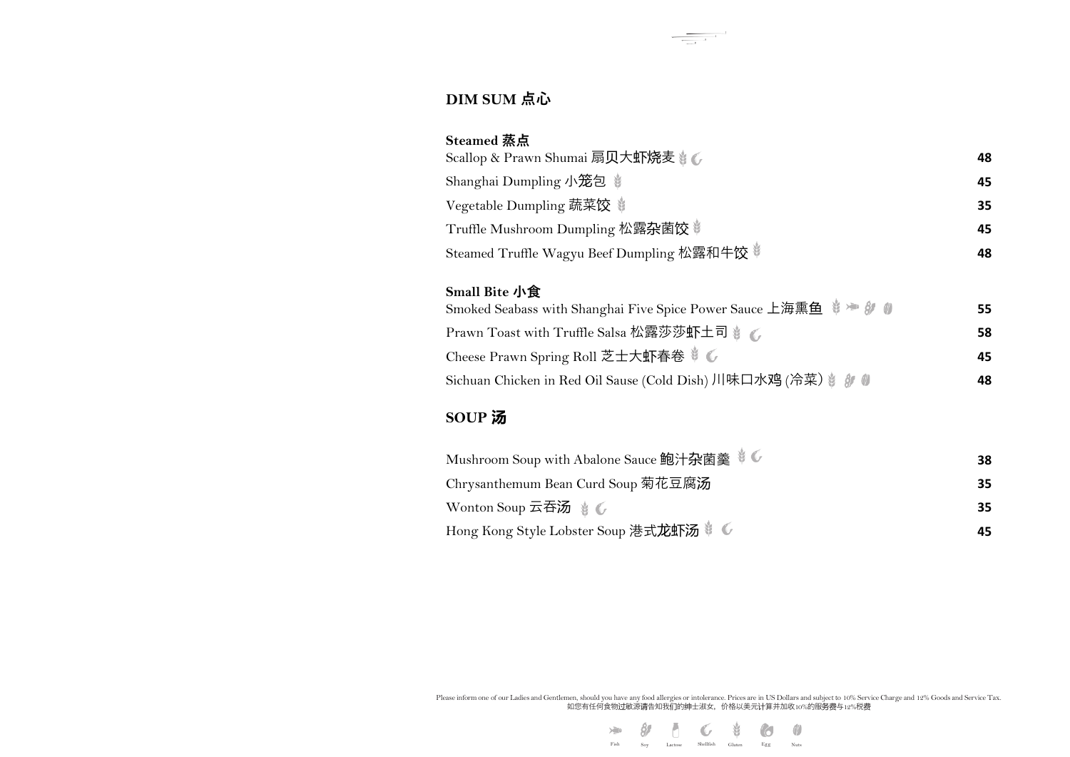## DIM SUM 点心

### Steamed 蒸点

| Item | Price |
|---|---|
| Scallop & Prawn Shumai 扇贝大虾烧麦 | 48 |
| Shanghai Dumpling 小笼包 | 45 |
| Vegetable Dumpling 蔬菜饺 | 35 |
| Truffle Mushroom Dumpling 松露杂菌饺 | 45 |
| Steamed Truffle Wagyu Beef Dumpling 松露和牛饺 | 48 |

### Small Bite 小食

| Item | Price |
|---|---|
| Smoked Seabass with Shanghai Five Spice Power Sauce 上海熏鱼 | 55 |
| Prawn Toast with Truffle Salsa 松露莎莎虾土司 | 58 |
| Cheese Prawn Spring Roll 芝士大虾春卷 | 45 |
| Sichuan Chicken in Red Oil Sause (Cold Dish) 川味口水鸡 (冷菜) | 48 |

## SOUP 汤

| Item | Price |
|---|---|
| Mushroom Soup with Abalone Sauce 鲍汁杂菌羹 | 38 |
| Chrysanthemum Bean Curd Soup 菊花豆腐汤 | 35 |
| Wonton Soup 云吞汤 | 35 |
| Hong Kong Style Lobster Soup 港式龙虾汤 | 45 |

Please inform one of our Ladies and Gentlemen, should you have any food allergies or intolerance. Prices are in US Dollars and subject to 10% Service Charge and 12% Goods and Service Tax.
如您有任何食物过敏源请告知我们的绅士淑女，价格以美元计算并加收10%的服务费与12%税费

Fish Soy Lactose Shellfish Gluten Egg Nuts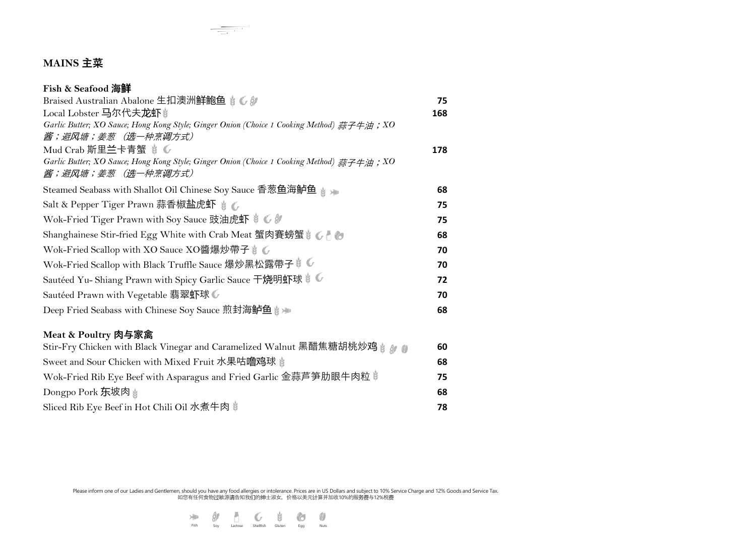## MAINS 主菜

### Fish & Seafood 海鲜

| Dish | Price |
|---|---|
| Braised Australian Abalone 生扣澳洲鲜鲍鱼 | 75 |
| Local Lobster 马尔代夫龙虾<br>*Garlic Butter; XO Sauce; Hong Kong Style; Ginger Onion (Choice 1 Cooking Method) 蒜子牛油；XO 酱；避风塘；姜葱 （选一种烹调方式）* | 168 |
| Mud Crab 斯里兰卡青蟹<br>*Garlic Butter; XO Sauce; Hong Kong Style; Ginger Onion (Choice 1 Cooking Method) 蒜子牛油；XO 酱；避风塘；姜葱 （选一种烹调方式）* | 178 |
| Steamed Seabass with Shallot Oil Chinese Soy Sauce 香葱鱼海鲈鱼 | 68 |
| Salt & Pepper Tiger Prawn 蒜香椒盐虎虾 | 75 |
| Wok-Fried Tiger Prawn with Soy Sauce 豉油虎虾 | 75 |
| Shanghainese Stir-fried Egg White with Crab Meat 蟹肉賽螃蟹 | 68 |
| Wok-Fried Scallop with XO Sauce XO醬爆炒帶子 | 70 |
| Wok-Fried Scallop with Black Truffle Sauce 爆炒黑松露帶子 | 70 |
| Sautéed Yu- Shiang Prawn with Spicy Garlic Sauce 干烧明虾球 | 72 |
| Sautéed Prawn with Vegetable 翡翠虾球 | 70 |
| Deep Fried Seabass with Chinese Soy Sauce 煎封海鲈鱼 | 68 |

### Meat & Poultry 肉与家禽

| Dish | Price |
|---|---|
| Stir-Fry Chicken with Black Vinegar and Caramelized Walnut 黑醋焦糖胡桃炒鸡 | 60 |
| Sweet and Sour Chicken with Mixed Fruit 水果咕噜鸡球 | 68 |
| Wok-Fried Rib Eye Beef with Asparagus and Fried Garlic 金蒜芦笋肋眼牛肉粒 | 75 |
| Dongpo Pork 东坡肉 | 68 |
| Sliced Rib Eye Beef in Hot Chili Oil 水煮牛肉 | 78 |

Please inform one of our Ladies and Gentlemen, should you have any food allergies or intolerance. Prices are in US Dollars and subject to 10% Service Charge and 12% Goods and Service Tax.
如您有任何食物过敏源请告知我们的绅士淑女，价格以美元计算并加收10%的服务费与12%税费

Fish　Soy　Lactose　Shellfish　Gluten　Egg　Nuts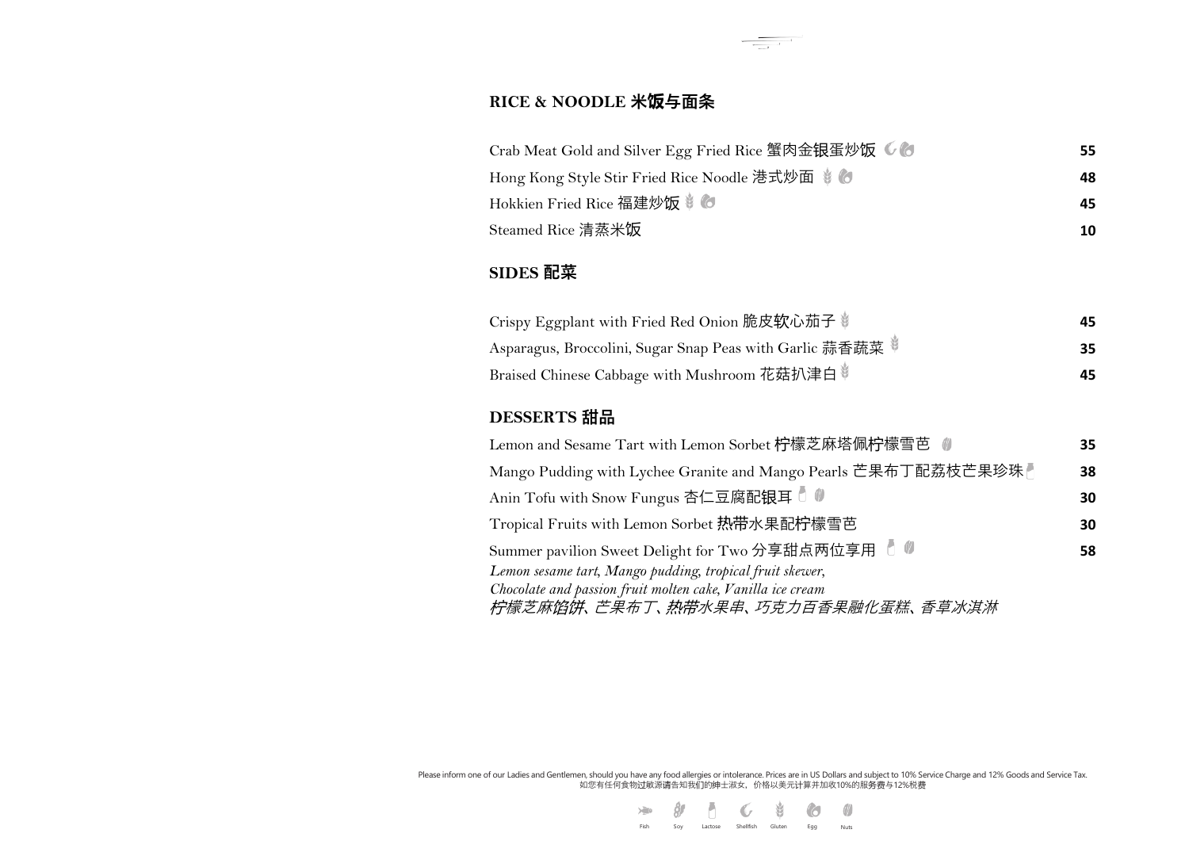## RICE & NOODLE 米饭与面条

| | |
|---|---|
| Crab Meat Gold and Silver Egg Fried Rice 蟹肉金银蛋炒饭 | **55** |
| Hong Kong Style Stir Fried Rice Noodle 港式炒面 | **48** |
| Hokkien Fried Rice 福建炒饭 | **45** |
| Steamed Rice 清蒸米饭 | **10** |

## SIDES 配菜

| | |
|---|---|
| Crispy Eggplant with Fried Red Onion 脆皮软心茄子 | **45** |
| Asparagus, Broccolini, Sugar Snap Peas with Garlic 蒜香蔬菜 | **35** |
| Braised Chinese Cabbage with Mushroom 花菇扒津白 | **45** |

## DESSERTS 甜品

| | |
|---|---|
| Lemon and Sesame Tart with Lemon Sorbet 柠檬芝麻塔佩柠檬雪芭 | **35** |
| Mango Pudding with Lychee Granite and Mango Pearls 芒果布丁配荔枝芒果珍珠 | **38** |
| Anin Tofu with Snow Fungus 杏仁豆腐配银耳 | **30** |
| Tropical Fruits with Lemon Sorbet 热带水果配柠檬雪芭 | **30** |
| Summer pavilion Sweet Delight for Two 分享甜点两位享用 | **58** |

*Lemon sesame tart, Mango pudding, tropical fruit skewer,*
*Chocolate and passion fruit molten cake, Vanilla ice cream*
*柠檬芝麻馅饼、芒果布丁、热带水果串、巧克力百香果融化蛋糕、香草冰淇淋*

Please inform one of our Ladies and Gentlemen, should you have any food allergies or intolerance. Prices are in US Dollars and subject to 10% Service Charge and 12% Goods and Service Tax.
如您有任何食物过敏源请告知我们的绅士淑女，价格以美元计算并加收10%的服务费与12%税费

Fish Soy Lactose Shellfish Gluten Egg Nuts